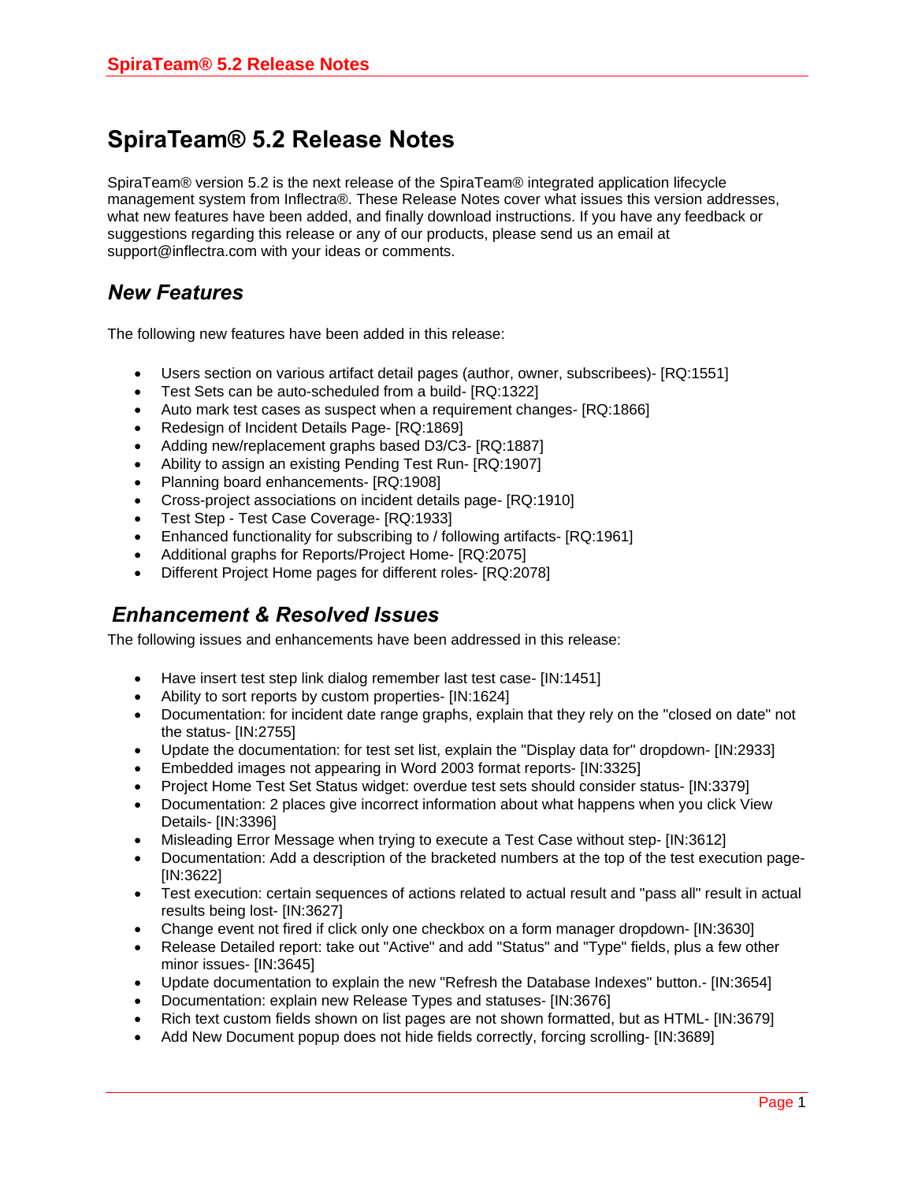# SpiraTeam® 5.2 Release Notes

SpiraTeam® version 5.2 is the next release of the SpiraTeam® integrated application lifecycle management system from Inflectra®. These Release Notes cover what issues this version addresses, what new features have been added, and finally download instructions. If you have any feedback or suggestions regarding this release or any of our products, please send us an email at support@inflectra.com with your ideas or comments.

## *New Features*

The following new features have been added in this release:

- Users section on various artifact detail pages (author, owner, subscribees)- [RQ:1551]
- Test Sets can be auto-scheduled from a build- [RQ:1322]
- Auto mark test cases as suspect when a requirement changes- [RQ:1866]
- Redesign of Incident Details Page- [RQ:1869]
- Adding new/replacement graphs based D3/C3- [RQ:1887]
- Ability to assign an existing Pending Test Run- [RQ:1907]
- Planning board enhancements- [RQ:1908]
- Cross-project associations on incident details page- [RQ:1910]
- Test Step - Test Case Coverage- [RQ:1933]
- Enhanced functionality for subscribing to / following artifacts- [RQ:1961]
- Additional graphs for Reports/Project Home- [RQ:2075]
- Different Project Home pages for different roles- [RQ:2078]

## *Enhancement & Resolved Issues*

The following issues and enhancements have been addressed in this release:

- Have insert test step link dialog remember last test case- [IN:1451]
- Ability to sort reports by custom properties- [IN:1624]
- Documentation: for incident date range graphs, explain that they rely on the "closed on date" not the status- [IN:2755]
- Update the documentation: for test set list, explain the "Display data for" dropdown- [IN:2933]
- Embedded images not appearing in Word 2003 format reports- [IN:3325]
- Project Home Test Set Status widget: overdue test sets should consider status- [IN:3379]
- Documentation: 2 places give incorrect information about what happens when you click View Details- [IN:3396]
- Misleading Error Message when trying to execute a Test Case without step- [IN:3612]
- Documentation: Add a description of the bracketed numbers at the top of the test execution page- [IN:3622]
- Test execution: certain sequences of actions related to actual result and "pass all" result in actual results being lost- [IN:3627]
- Change event not fired if click only one checkbox on a form manager dropdown- [IN:3630]
- Release Detailed report: take out "Active" and add "Status" and "Type" fields, plus a few other minor issues- [IN:3645]
- Update documentation to explain the new "Refresh the Database Indexes" button.- [IN:3654]
- Documentation: explain new Release Types and statuses- [IN:3676]
- Rich text custom fields shown on list pages are not shown formatted, but as HTML- [IN:3679]
- Add New Document popup does not hide fields correctly, forcing scrolling- [IN:3689]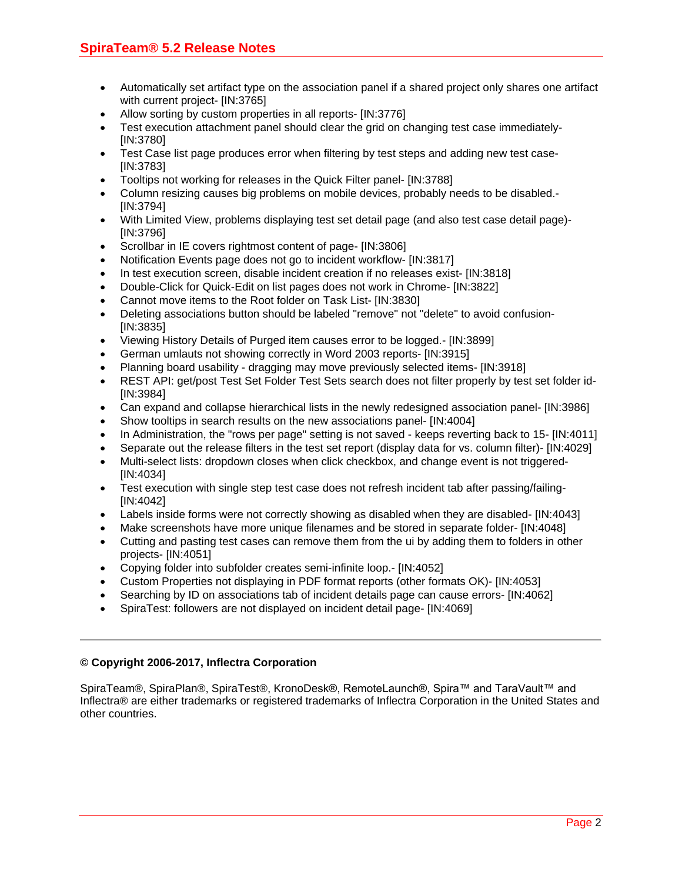- Automatically set artifact type on the association panel if a shared project only shares one artifact with current project- [IN:3765]
- Allow sorting by custom properties in all reports- [IN:3776]
- Test execution attachment panel should clear the grid on changing test case immediately- [IN:3780]
- Test Case list page produces error when filtering by test steps and adding new test case- [IN:3783]
- Tooltips not working for releases in the Quick Filter panel- [IN:3788]
- Column resizing causes big problems on mobile devices, probably needs to be disabled.- [IN:3794]
- With Limited View, problems displaying test set detail page (and also test case detail page)- [IN:3796]
- Scrollbar in IE covers rightmost content of page- [IN:3806]
- Notification Events page does not go to incident workflow- [IN:3817]
- In test execution screen, disable incident creation if no releases exist- [IN:3818]
- Double-Click for Quick-Edit on list pages does not work in Chrome- [IN:3822]
- Cannot move items to the Root folder on Task List- [IN:3830]
- Deleting associations button should be labeled "remove" not "delete" to avoid confusion- [IN:3835]
- Viewing History Details of Purged item causes error to be logged.- [IN:3899]
- German umlauts not showing correctly in Word 2003 reports- [IN:3915]
- Planning board usability - dragging may move previously selected items- [IN:3918]
- REST API: get/post Test Set Folder Test Sets search does not filter properly by test set folder id- [IN:3984]
- Can expand and collapse hierarchical lists in the newly redesigned association panel- [IN:3986]
- Show tooltips in search results on the new associations panel- [IN:4004]
- In Administration, the "rows per page" setting is not saved - keeps reverting back to 15- [IN:4011]
- Separate out the release filters in the test set report (display data for vs. column filter)- [IN:4029]
- Multi-select lists: dropdown closes when click checkbox, and change event is not triggered- [IN:4034]
- Test execution with single step test case does not refresh incident tab after passing/failing- [IN:4042]
- Labels inside forms were not correctly showing as disabled when they are disabled- [IN:4043]
- Make screenshots have more unique filenames and be stored in separate folder- [IN:4048]
- Cutting and pasting test cases can remove them from the ui by adding them to folders in other projects- [IN:4051]
- Copying folder into subfolder creates semi-infinite loop.- [IN:4052]
- Custom Properties not displaying in PDF format reports (other formats OK)- [IN:4053]
- Searching by ID on associations tab of incident details page can cause errors- [IN:4062]
- SpiraTest: followers are not displayed on incident detail page- [IN:4069]

---

**© Copyright 2006-2017, Inflectra Corporation**

SpiraTeam®, SpiraPlan®, SpiraTest®, KronoDesk®, RemoteLaunch®, Spira™ and TaraVault™ and Inflectra® are either trademarks or registered trademarks of Inflectra Corporation in the United States and other countries.